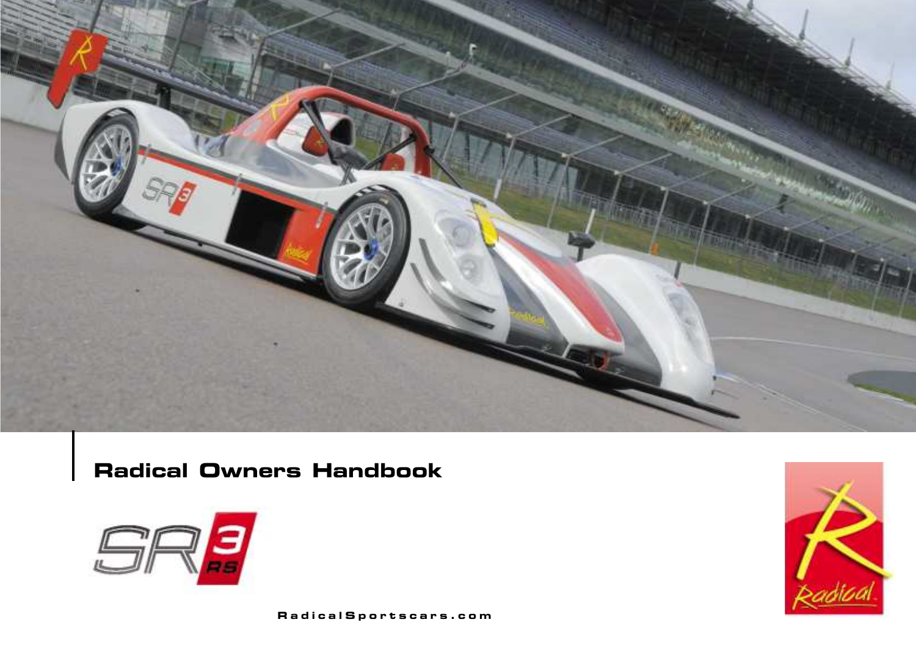# Radical Owners Handbook

SR3 RS

RadicalSportscars.com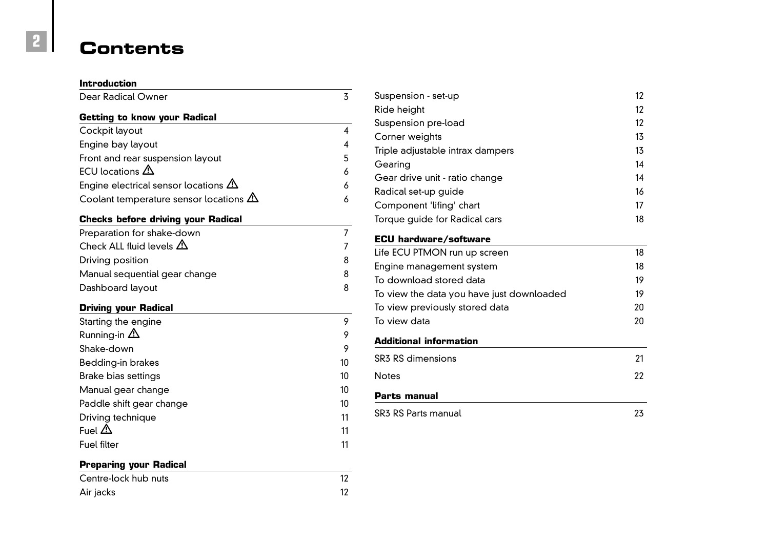# Contents

**Introduction**

| | |
|---|---|
| Dear Radical Owner | 3 |

**Getting to know your Radical**

| | |
|---|---|
| Cockpit layout | 4 |
| Engine bay layout | 4 |
| Front and rear suspension layout | 5 |
| ECU locations ⚠ | 6 |
| Engine electrical sensor locations ⚠ | 6 |
| Coolant temperature sensor locations ⚠ | 6 |

**Checks before driving your Radical**

| | |
|---|---|
| Preparation for shake-down | 7 |
| Check ALL fluid levels ⚠ | 7 |
| Driving position | 8 |
| Manual sequential gear change | 8 |
| Dashboard layout | 8 |

**Driving your Radical**

| | |
|---|---|
| Starting the engine | 9 |
| Running-in ⚠ | 9 |
| Shake-down | 9 |
| Bedding-in brakes | 10 |
| Brake bias settings | 10 |
| Manual gear change | 10 |
| Paddle shift gear change | 10 |
| Driving technique | 11 |
| Fuel ⚠ | 11 |
| Fuel filter | 11 |

**Preparing your Radical**

| | |
|---|---|
| Centre-lock hub nuts | 12 |
| Air jacks | 12 |
| Suspension - set-up | 12 |
| Ride height | 12 |
| Suspension pre-load | 12 |
| Corner weights | 13 |
| Triple adjustable intrax dampers | 13 |
| Gearing | 14 |
| Gear drive unit - ratio change | 14 |
| Radical set-up guide | 16 |
| Component 'lifing' chart | 17 |
| Torque guide for Radical cars | 18 |

**ECU hardware/software**

| | |
|---|---|
| Life ECU PTMON run up screen | 18 |
| Engine management system | 18 |
| To download stored data | 19 |
| To view the data you have just downloaded | 19 |
| To view previously stored data | 20 |
| To view data | 20 |

**Additional information**

| | |
|---|---|
| SR3 RS dimensions | 21 |
| Notes | 22 |

**Parts manual**

| | |
|---|---|
| SR3 RS Parts manual | 23 |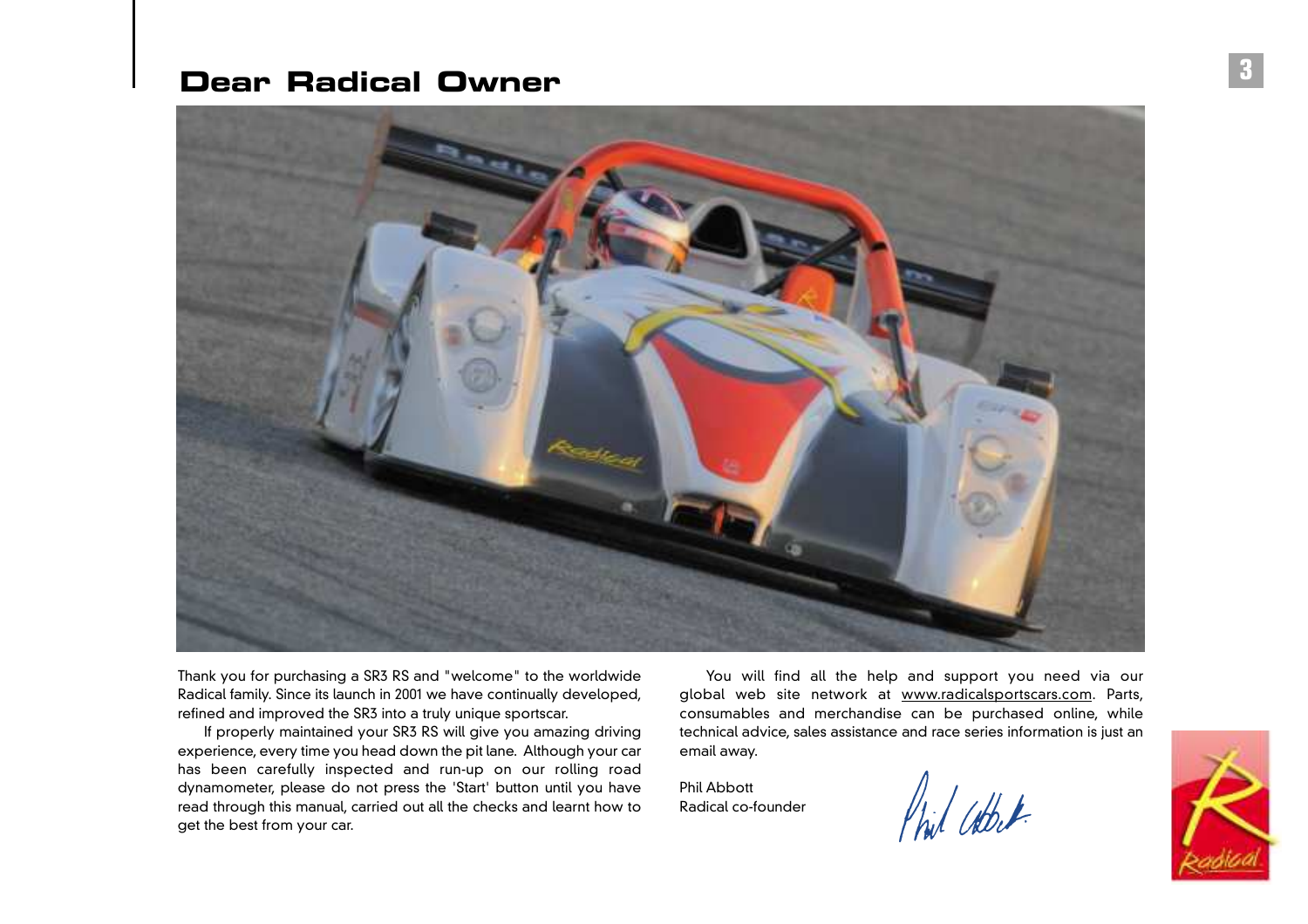# Dear Radical Owner

Thank you for purchasing a SR3 RS and "welcome" to the worldwide Radical family. Since its launch in 2001 we have continually developed, refined and improved the SR3 into a truly unique sportscar.

If properly maintained your SR3 RS will give you amazing driving experience, every time you head down the pit lane. Although your car has been carefully inspected and run-up on our rolling road dynamometer, please do not press the 'Start' button until you have read through this manual, carried out all the checks and learnt how to get the best from your car.

You will find all the help and support you need via our global web site network at www.radicalsportscars.com. Parts, consumables and merchandise can be purchased online, while technical advice, sales assistance and race series information is just an email away.

Phil Abbott
Radical co-founder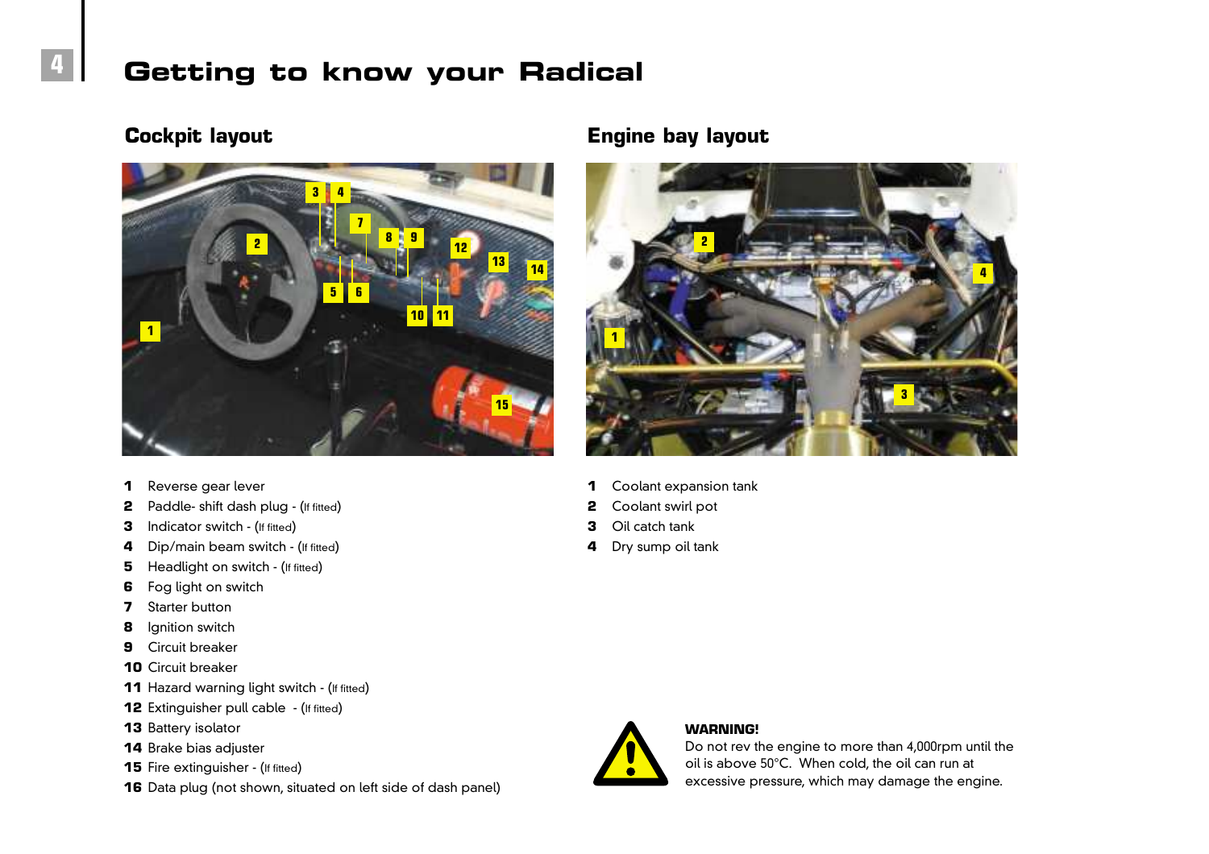# Getting to know your Radical

## Cockpit layout

1. Reverse gear lever
2. Paddle- shift dash plug - (If fitted)
3. Indicator switch - (If fitted)
4. Dip/main beam switch - (If fitted)
5. Headlight on switch - (If fitted)
6. Fog light on switch
7. Starter button
8. Ignition switch
9. Circuit breaker
10. Circuit breaker
11. Hazard warning light switch - (If fitted)
12. Extinguisher pull cable - (If fitted)
13. Battery isolator
14. Brake bias adjuster
15. Fire extinguisher - (If fitted)
16. Data plug (not shown, situated on left side of dash panel)

## Engine bay layout

1. Coolant expansion tank
2. Coolant swirl pot
3. Oil catch tank
4. Dry sump oil tank

**WARNING!**
Do not rev the engine to more than 4,000rpm until the oil is above 50°C. When cold, the oil can run at excessive pressure, which may damage the engine.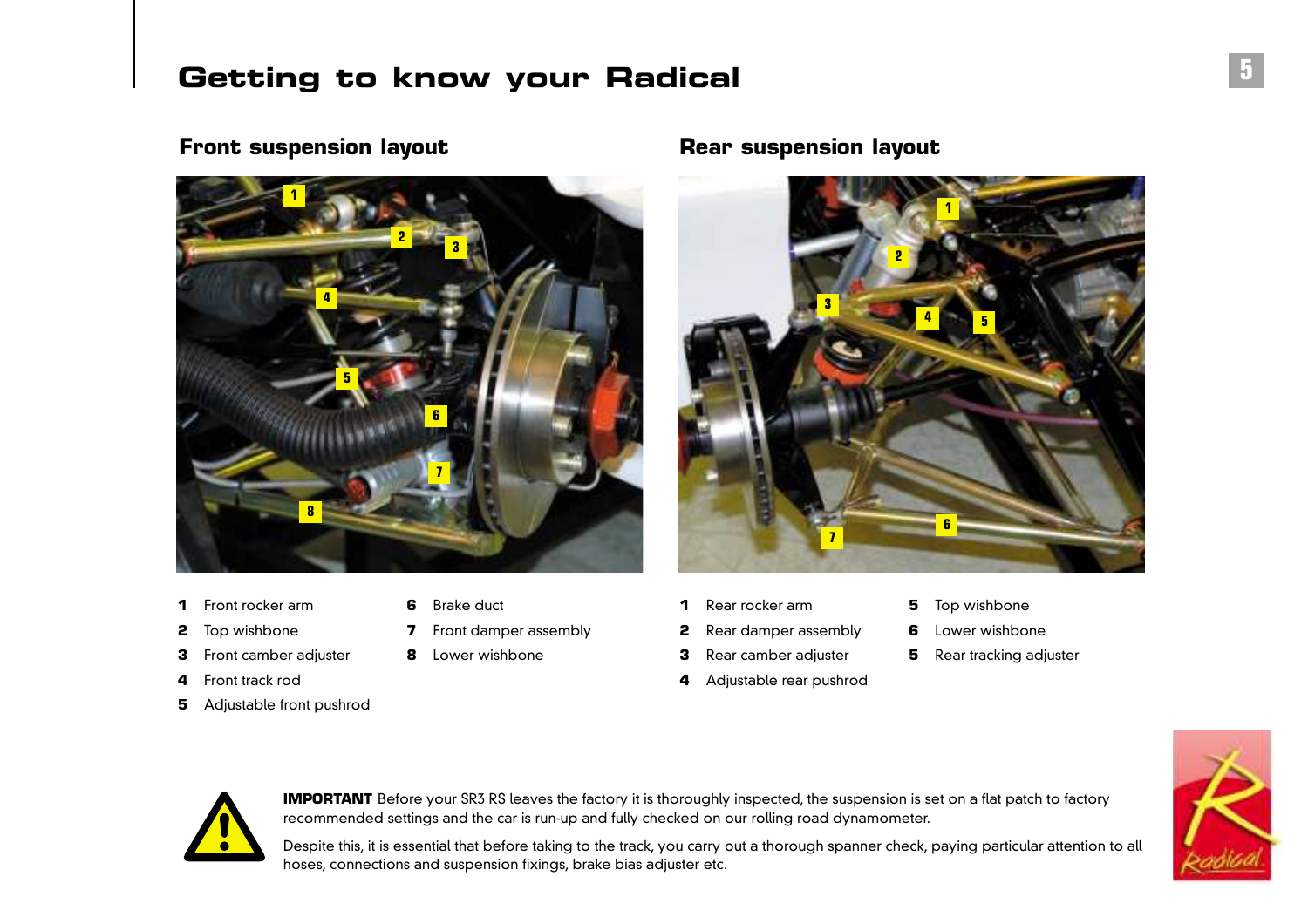# Getting to know your Radical

## Front suspension layout

**1** Front rocker arm
**2** Top wishbone
**3** Front camber adjuster
**4** Front track rod
**5** Adjustable front pushrod
**6** Brake duct
**7** Front damper assembly
**8** Lower wishbone

## Rear suspension layout

**1** Rear rocker arm
**2** Rear damper assembly
**3** Rear camber adjuster
**4** Adjustable rear pushrod
**5** Top wishbone
**6** Lower wishbone
**5** Rear tracking adjuster

**IMPORTANT** Before your SR3 RS leaves the factory it is thoroughly inspected, the suspension is set on a flat patch to factory recommended settings and the car is run-up and fully checked on our rolling road dynamometer.

Despite this, it is essential that before taking to the track, you carry out a thorough spanner check, paying particular attention to all hoses, connections and suspension fixings, brake bias adjuster etc.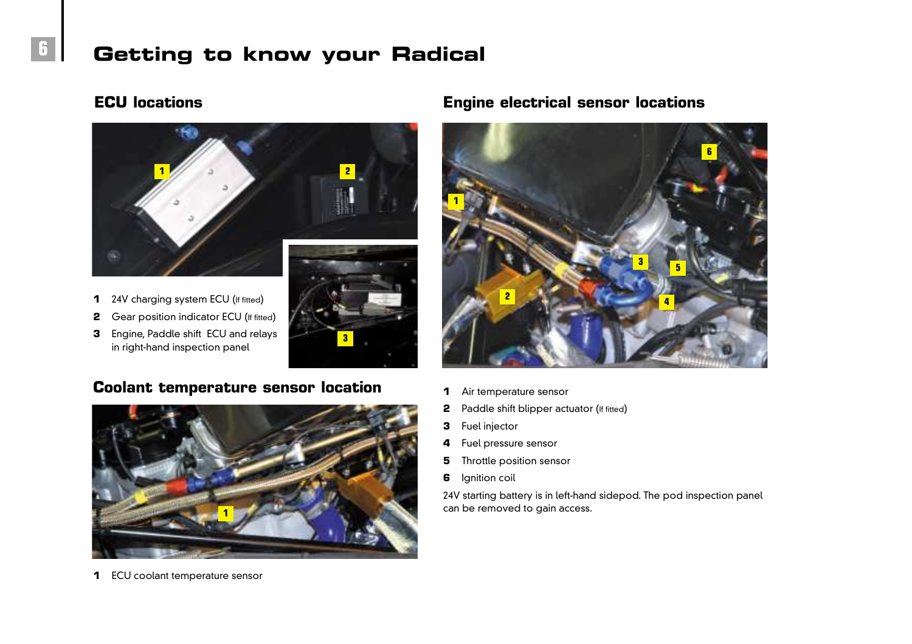# Getting to know your Radical

## ECU locations

1. 24V charging system ECU (If fitted)
2. Gear position indicator ECU (If fitted)
3. Engine, Paddle shift ECU and relays in right-hand inspection panel

## Coolant temperature sensor location

1. ECU coolant temperature sensor

## Engine electrical sensor locations

1. Air temperature sensor
2. Paddle shift blipper actuator (If fitted)
3. Fuel injector
4. Fuel pressure sensor
5. Throttle position sensor
6. Ignition coil

24V starting battery is in left-hand sidepod. The pod inspection panel can be removed to gain access.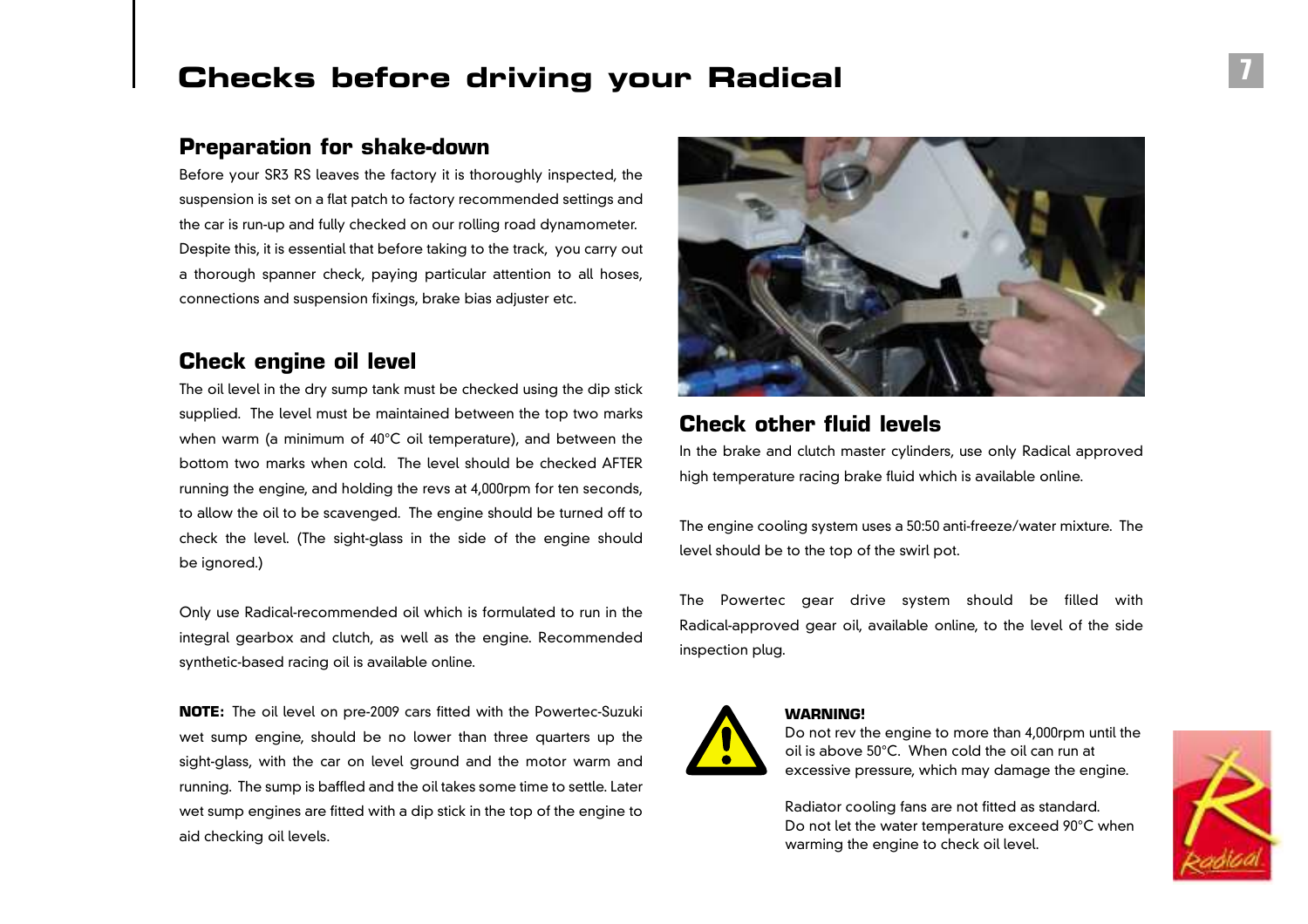# Checks before driving your Radical

## Preparation for shake-down

Before your SR3 RS leaves the factory it is thoroughly inspected, the suspension is set on a flat patch to factory recommended settings and the car is run-up and fully checked on our rolling road dynamometer. Despite this, it is essential that before taking to the track, you carry out a thorough spanner check, paying particular attention to all hoses, connections and suspension fixings, brake bias adjuster etc.

## Check engine oil level

The oil level in the dry sump tank must be checked using the dip stick supplied. The level must be maintained between the top two marks when warm (a minimum of 40°C oil temperature), and between the bottom two marks when cold. The level should be checked AFTER running the engine, and holding the revs at 4,000rpm for ten seconds, to allow the oil to be scavenged. The engine should be turned off to check the level. (The sight-glass in the side of the engine should be ignored.)

Only use Radical-recommended oil which is formulated to run in the integral gearbox and clutch, as well as the engine. Recommended synthetic-based racing oil is available online.

**NOTE:** The oil level on pre-2009 cars fitted with the Powertec-Suzuki wet sump engine, should be no lower than three quarters up the sight-glass, with the car on level ground and the motor warm and running. The sump is baffled and the oil takes some time to settle. Later wet sump engines are fitted with a dip stick in the top of the engine to aid checking oil levels.

## Check other fluid levels

In the brake and clutch master cylinders, use only Radical approved high temperature racing brake fluid which is available online.

The engine cooling system uses a 50:50 anti-freeze/water mixture. The level should be to the top of the swirl pot.

The Powertec gear drive system should be filled with Radical-approved gear oil, available online, to the level of the side inspection plug.

**WARNING!**

Do not rev the engine to more than 4,000rpm until the oil is above 50°C. When cold the oil can run at excessive pressure, which may damage the engine.

Radiator cooling fans are not fitted as standard. Do not let the water temperature exceed 90°C when warming the engine to check oil level.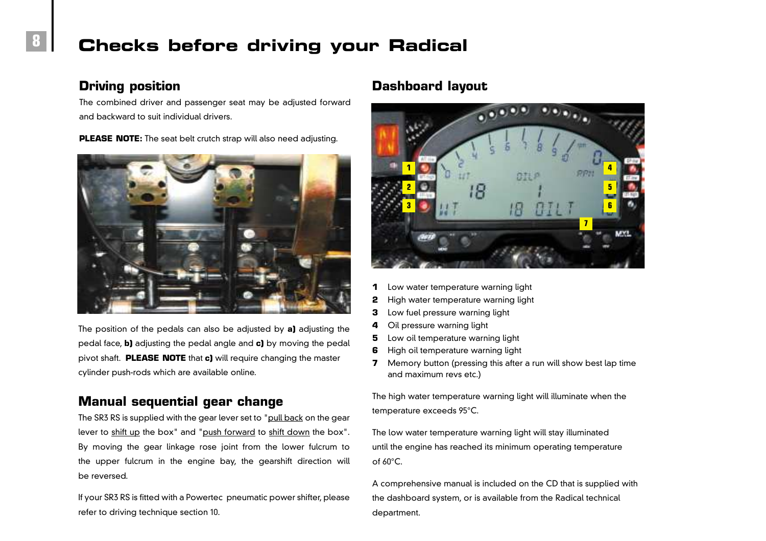# Checks before driving your Radical

## Driving position

The combined driver and passenger seat may be adjusted forward and backward to suit individual drivers.

**PLEASE NOTE:** The seat belt crutch strap will also need adjusting.

The position of the pedals can also be adjusted by **a)** adjusting the pedal face, **b)** adjusting the pedal angle and **c)** by moving the pedal pivot shaft. **PLEASE NOTE** that **c)** will require changing the master cylinder push-rods which are available online.

## Manual sequential gear change

The SR3 RS is supplied with the gear lever set to "pull back on the gear lever to shift up the box" and "push forward to shift down the box". By moving the gear linkage rose joint from the lower fulcrum to the upper fulcrum in the engine bay, the gearshift direction will be reversed.

If your SR3 RS is fitted with a Powertec pneumatic power shifter, please refer to driving technique section 10.

## Dashboard layout

1. Low water temperature warning light
2. High water temperature warning light
3. Low fuel pressure warning light
4. Oil pressure warning light
5. Low oil temperature warning light
6. High oil temperature warning light
7. Memory button (pressing this after a run will show best lap time and maximum revs etc.)

The high water temperature warning light will illuminate when the temperature exceeds 95°C.

The low water temperature warning light will stay illuminated until the engine has reached its minimum operating temperature of 60°C.

A comprehensive manual is included on the CD that is supplied with the dashboard system, or is available from the Radical technical department.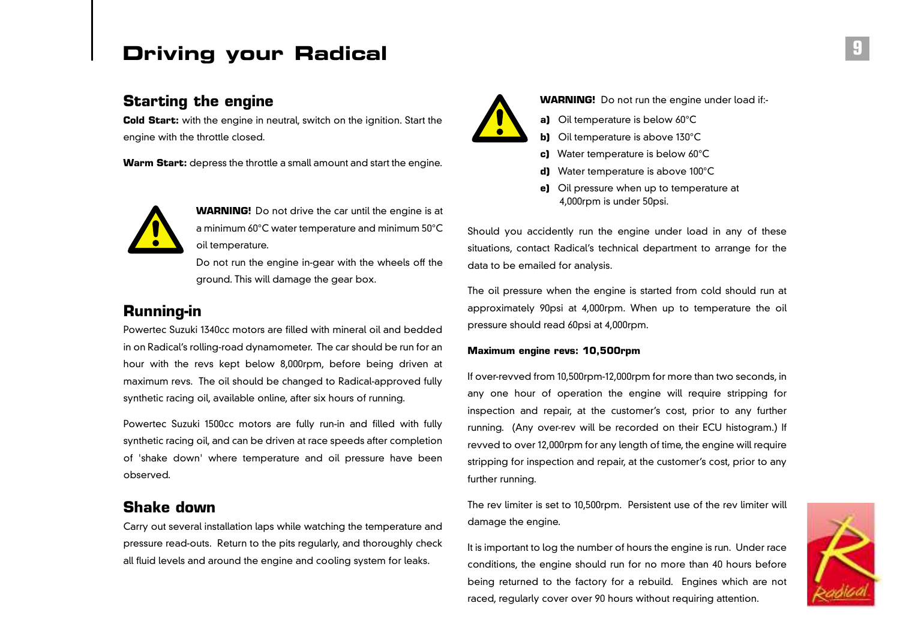# Driving your Radical

## Starting the engine

**Cold Start:** with the engine in neutral, switch on the ignition. Start the engine with the throttle closed.

**Warm Start:** depress the throttle a small amount and start the engine.

**WARNING!** Do not drive the car until the engine is at a minimum 60°C water temperature and minimum 50°C oil temperature.

Do not run the engine in-gear with the wheels off the ground. This will damage the gear box.

## Running-in

Powertec Suzuki 1340cc motors are filled with mineral oil and bedded in on Radical's rolling-road dynamometer. The car should be run for an hour with the revs kept below 8,000rpm, before being driven at maximum revs. The oil should be changed to Radical-approved fully synthetic racing oil, available online, after six hours of running.

Powertec Suzuki 1500cc motors are fully run-in and filled with fully synthetic racing oil, and can be driven at race speeds after completion of 'shake down' where temperature and oil pressure have been observed.

## Shake down

Carry out several installation laps while watching the temperature and pressure read-outs. Return to the pits regularly, and thoroughly check all fluid levels and around the engine and cooling system for leaks.

**WARNING!** Do not run the engine under load if:-

**a)** Oil temperature is below 60°C
**b)** Oil temperature is above 130°C
**c)** Water temperature is below 60°C
**d)** Water temperature is above 100°C
**e)** Oil pressure when up to temperature at 4,000rpm is under 50psi.

Should you accidently run the engine under load in any of these situations, contact Radical's technical department to arrange for the data to be emailed for analysis.

The oil pressure when the engine is started from cold should run at approximately 90psi at 4,000rpm. When up to temperature the oil pressure should read 60psi at 4,000rpm.

**Maximum engine revs: 10,500rpm**

If over-revved from 10,500rpm-12,000rpm for more than two seconds, in any one hour of operation the engine will require stripping for inspection and repair, at the customer's cost, prior to any further running. (Any over-rev will be recorded on their ECU histogram.) If revved to over 12,000rpm for any length of time, the engine will require stripping for inspection and repair, at the customer's cost, prior to any further running.

The rev limiter is set to 10,500rpm. Persistent use of the rev limiter will damage the engine.

It is important to log the number of hours the engine is run. Under race conditions, the engine should run for no more than 40 hours before being returned to the factory for a rebuild. Engines which are not raced, regularly cover over 90 hours without requiring attention.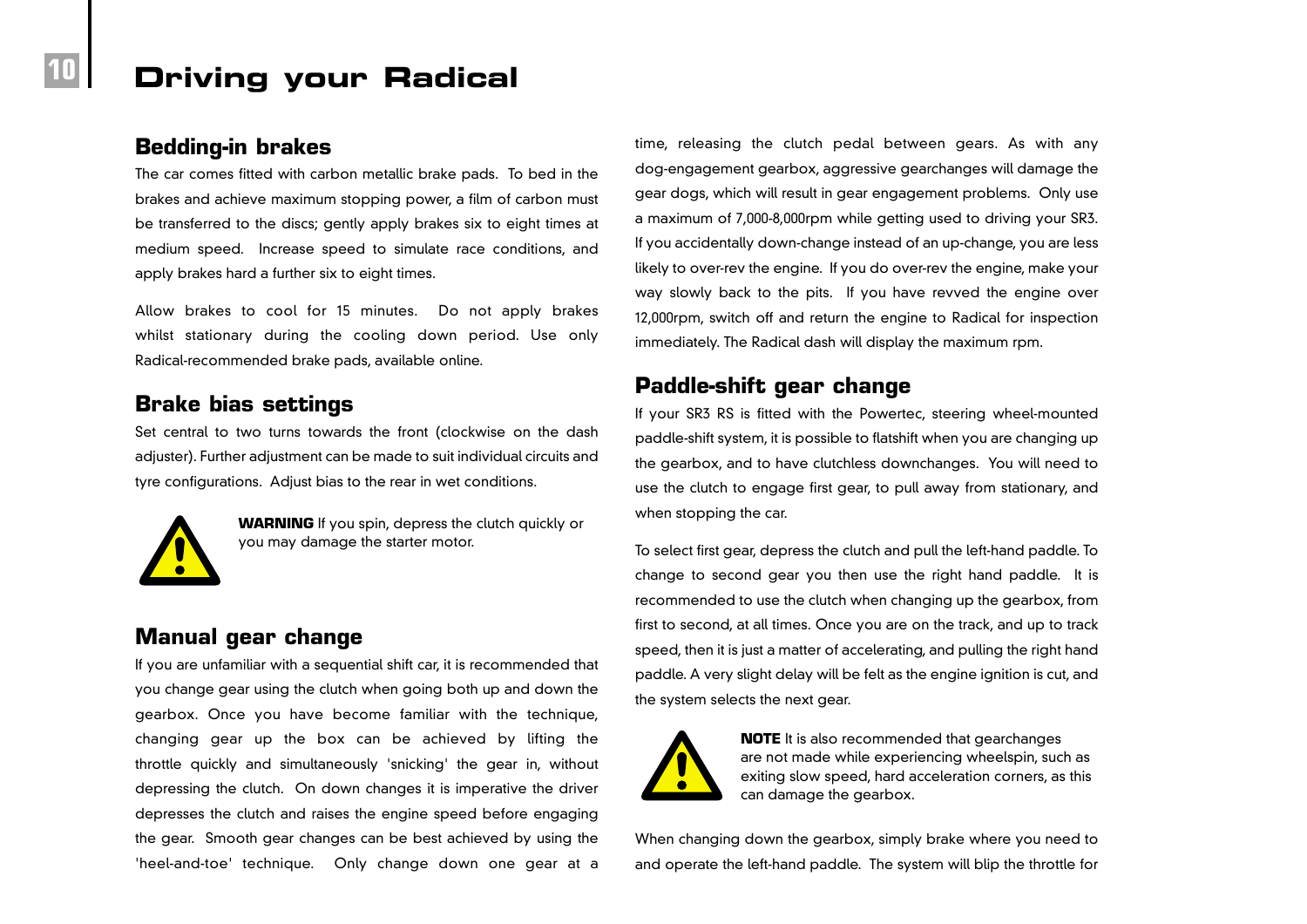# Driving your Radical

## Bedding-in brakes

The car comes fitted with carbon metallic brake pads. To bed in the brakes and achieve maximum stopping power, a film of carbon must be transferred to the discs; gently apply brakes six to eight times at medium speed. Increase speed to simulate race conditions, and apply brakes hard a further six to eight times.

Allow brakes to cool for 15 minutes. Do not apply brakes whilst stationary during the cooling down period. Use only Radical-recommended brake pads, available online.

## Brake bias settings

Set central to two turns towards the front (clockwise on the dash adjuster). Further adjustment can be made to suit individual circuits and tyre configurations. Adjust bias to the rear in wet conditions.

**WARNING** If you spin, depress the clutch quickly or you may damage the starter motor.

## Manual gear change

If you are unfamiliar with a sequential shift car, it is recommended that you change gear using the clutch when going both up and down the gearbox. Once you have become familiar with the technique, changing gear up the box can be achieved by lifting the throttle quickly and simultaneously 'snicking' the gear in, without depressing the clutch. On down changes it is imperative the driver depresses the clutch and raises the engine speed before engaging the gear. Smooth gear changes can be best achieved by using the 'heel-and-toe' technique. Only change down one gear at a time, releasing the clutch pedal between gears. As with any dog-engagement gearbox, aggressive gearchanges will damage the gear dogs, which will result in gear engagement problems. Only use a maximum of 7,000-8,000rpm while getting used to driving your SR3. If you accidentally down-change instead of an up-change, you are less likely to over-rev the engine. If you do over-rev the engine, make your way slowly back to the pits. If you have revved the engine over 12,000rpm, switch off and return the engine to Radical for inspection immediately. The Radical dash will display the maximum rpm.

## Paddle-shift gear change

If your SR3 RS is fitted with the Powertec, steering wheel-mounted paddle-shift system, it is possible to flatshift when you are changing up the gearbox, and to have clutchless downchanges. You will need to use the clutch to engage first gear, to pull away from stationary, and when stopping the car.

To select first gear, depress the clutch and pull the left-hand paddle. To change to second gear you then use the right hand paddle. It is recommended to use the clutch when changing up the gearbox, from first to second, at all times. Once you are on the track, and up to track speed, then it is just a matter of accelerating, and pulling the right hand paddle. A very slight delay will be felt as the engine ignition is cut, and the system selects the next gear.

**NOTE** It is also recommended that gearchanges are not made while experiencing wheelspin, such as exiting slow speed, hard acceleration corners, as this can damage the gearbox.

When changing down the gearbox, simply brake where you need to and operate the left-hand paddle. The system will blip the throttle for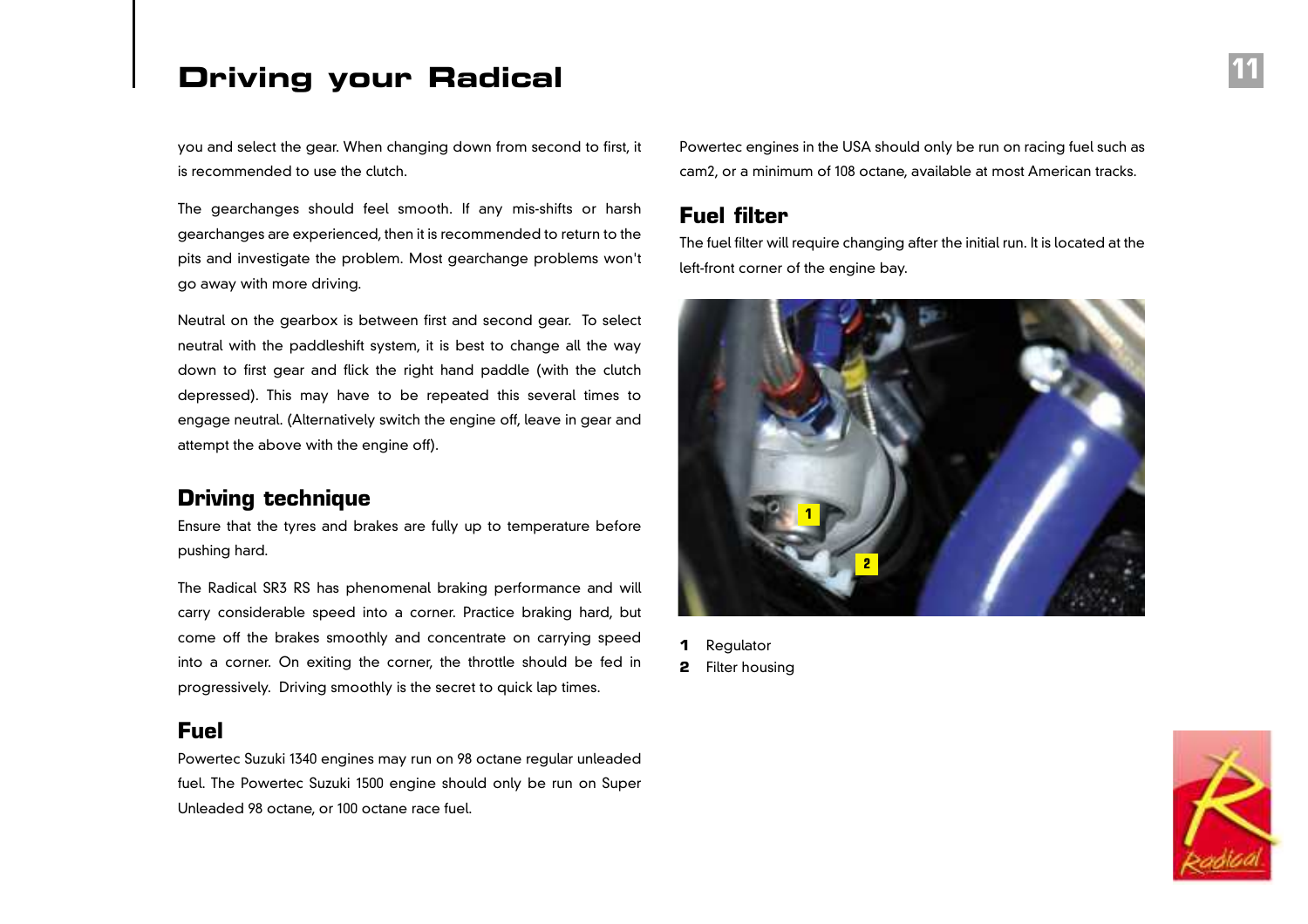you and select the gear. When changing down from second to first, it is recommended to use the clutch.

The gearchanges should feel smooth. If any mis-shifts or harsh gearchanges are experienced, then it is recommended to return to the pits and investigate the problem. Most gearchange problems won't go away with more driving.

Neutral on the gearbox is between first and second gear. To select neutral with the paddleshift system, it is best to change all the way down to first gear and flick the right hand paddle (with the clutch depressed). This may have to be repeated this several times to engage neutral. (Alternatively switch the engine off, leave in gear and attempt the above with the engine off).

## Driving technique

Ensure that the tyres and brakes are fully up to temperature before pushing hard.

The Radical SR3 RS has phenomenal braking performance and will carry considerable speed into a corner. Practice braking hard, but come off the brakes smoothly and concentrate on carrying speed into a corner. On exiting the corner, the throttle should be fed in progressively. Driving smoothly is the secret to quick lap times.

## Fuel

Powertec Suzuki 1340 engines may run on 98 octane regular unleaded fuel. The Powertec Suzuki 1500 engine should only be run on Super Unleaded 98 octane, or 100 octane race fuel.

Powertec engines in the USA should only be run on racing fuel such as cam2, or a minimum of 108 octane, available at most American tracks.

## Fuel filter

The fuel filter will require changing after the initial run. It is located at the left-front corner of the engine bay.

**1** Regulator
**2** Filter housing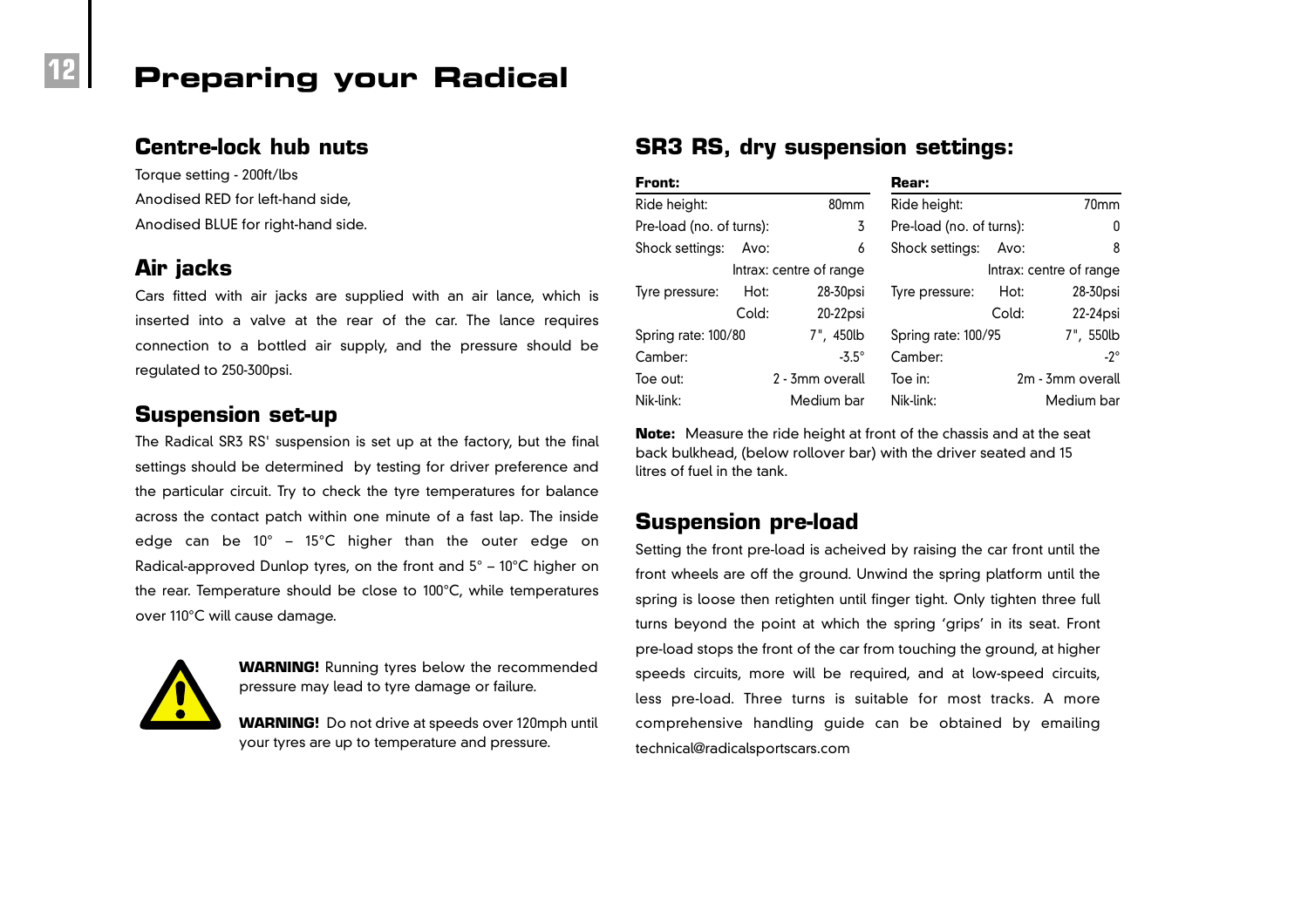# Preparing your Radical

## Centre-lock hub nuts

Torque setting - 200ft/lbs
Anodised RED for left-hand side,
Anodised BLUE for right-hand side.

## Air jacks

Cars fitted with air jacks are supplied with an air lance, which is inserted into a valve at the rear of the car. The lance requires connection to a bottled air supply, and the pressure should be regulated to 250-300psi.

## Suspension set-up

The Radical SR3 RS' suspension is set up at the factory, but the final settings should be determined by testing for driver preference and the particular circuit. Try to check the tyre temperatures for balance across the contact patch within one minute of a fast lap. The inside edge can be 10° – 15°C higher than the outer edge on Radical-approved Dunlop tyres, on the front and 5° – 10°C higher on the rear. Temperature should be close to 100°C, while temperatures over 110°C will cause damage.

**WARNING!** Running tyres below the recommended pressure may lead to tyre damage or failure.

**WARNING!** Do not drive at speeds over 120mph until your tyres are up to temperature and pressure.

## SR3 RS, dry suspension settings:

**Front:**

| | | |
|---|---|---|
| Ride height: | | 80mm |
| Pre-load (no. of turns): | | 3 |
| Shock settings: | Avo: | 6 |
| | Intrax: centre of range | |
| Tyre pressure: | Hot: | 28-30psi |
| | Cold: | 20-22psi |
| Spring rate: 100/80 | | 7", 450lb |
| Camber: | | -3.5° |
| Toe out: | | 2 - 3mm overall |
| Nik-link: | | Medium bar |

**Rear:**

| | | |
|---|---|---|
| Ride height: | | 70mm |
| Pre-load (no. of turns): | | 0 |
| Shock settings: | Avo: | 8 |
| | Intrax: centre of range | |
| Tyre pressure: | Hot: | 28-30psi |
| | Cold: | 22-24psi |
| Spring rate: 100/95 | | 7", 550lb |
| Camber: | | -2° |
| Toe in: | | 2m - 3mm overall |
| Nik-link: | | Medium bar |

**Note:** Measure the ride height at front of the chassis and at the seat back bulkhead, (below rollover bar) with the driver seated and 15 litres of fuel in the tank.

## Suspension pre-load

Setting the front pre-load is acheived by raising the car front until the front wheels are off the ground. Unwind the spring platform until the spring is loose then retighten until finger tight. Only tighten three full turns beyond the point at which the spring 'grips' in its seat. Front pre-load stops the front of the car from touching the ground, at higher speeds circuits, more will be required, and at low-speed circuits, less pre-load. Three turns is suitable for most tracks. A more comprehensive handling guide can be obtained by emailing technical@radicalsportscars.com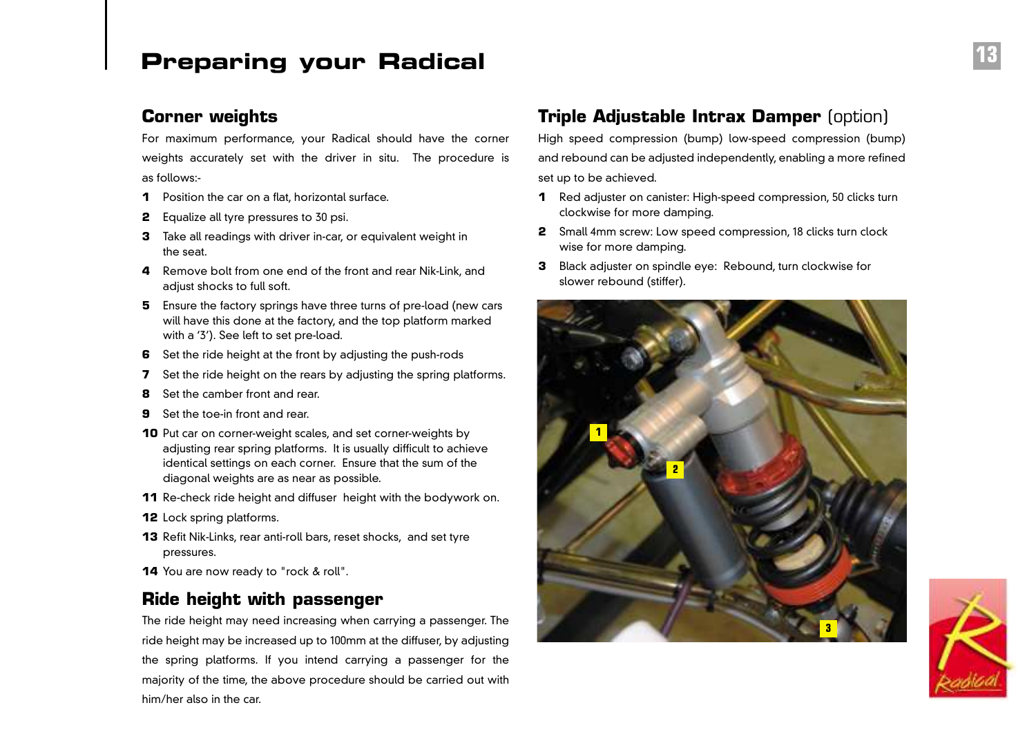# Preparing your Radical

## Corner weights

For maximum performance, your Radical should have the corner weights accurately set with the driver in situ. The procedure is as follows:-

1. Position the car on a flat, horizontal surface.
2. Equalize all tyre pressures to 30 psi.
3. Take all readings with driver in-car, or equivalent weight in the seat.
4. Remove bolt from one end of the front and rear Nik-Link, and adjust shocks to full soft.
5. Ensure the factory springs have three turns of pre-load (new cars will have this done at the factory, and the top platform marked with a '3'). See left to set pre-load.
6. Set the ride height at the front by adjusting the push-rods
7. Set the ride height on the rears by adjusting the spring platforms.
8. Set the camber front and rear.
9. Set the toe-in front and rear.
10. Put car on corner-weight scales, and set corner-weights by adjusting rear spring platforms. It is usually difficult to achieve identical settings on each corner. Ensure that the sum of the diagonal weights are as near as possible.
11. Re-check ride height and diffuser height with the bodywork on.
12. Lock spring platforms.
13. Refit Nik-Links, rear anti-roll bars, reset shocks, and set tyre pressures.
14. You are now ready to "rock & roll".

## Ride height with passenger

The ride height may need increasing when carrying a passenger. The ride height may be increased up to 100mm at the diffuser, by adjusting the spring platforms. If you intend carrying a passenger for the majority of the time, the above procedure should be carried out with him/her also in the car.

## Triple Adjustable Intrax Damper (option)

High speed compression (bump) low-speed compression (bump) and rebound can be adjusted independently, enabling a more refined set up to be achieved.

1. Red adjuster on canister: High-speed compression, 50 clicks turn clockwise for more damping.
2. Small 4mm screw: Low speed compression, 18 clicks turn clock wise for more damping.
3. Black adjuster on spindle eye: Rebound, turn clockwise for slower rebound (stiffer).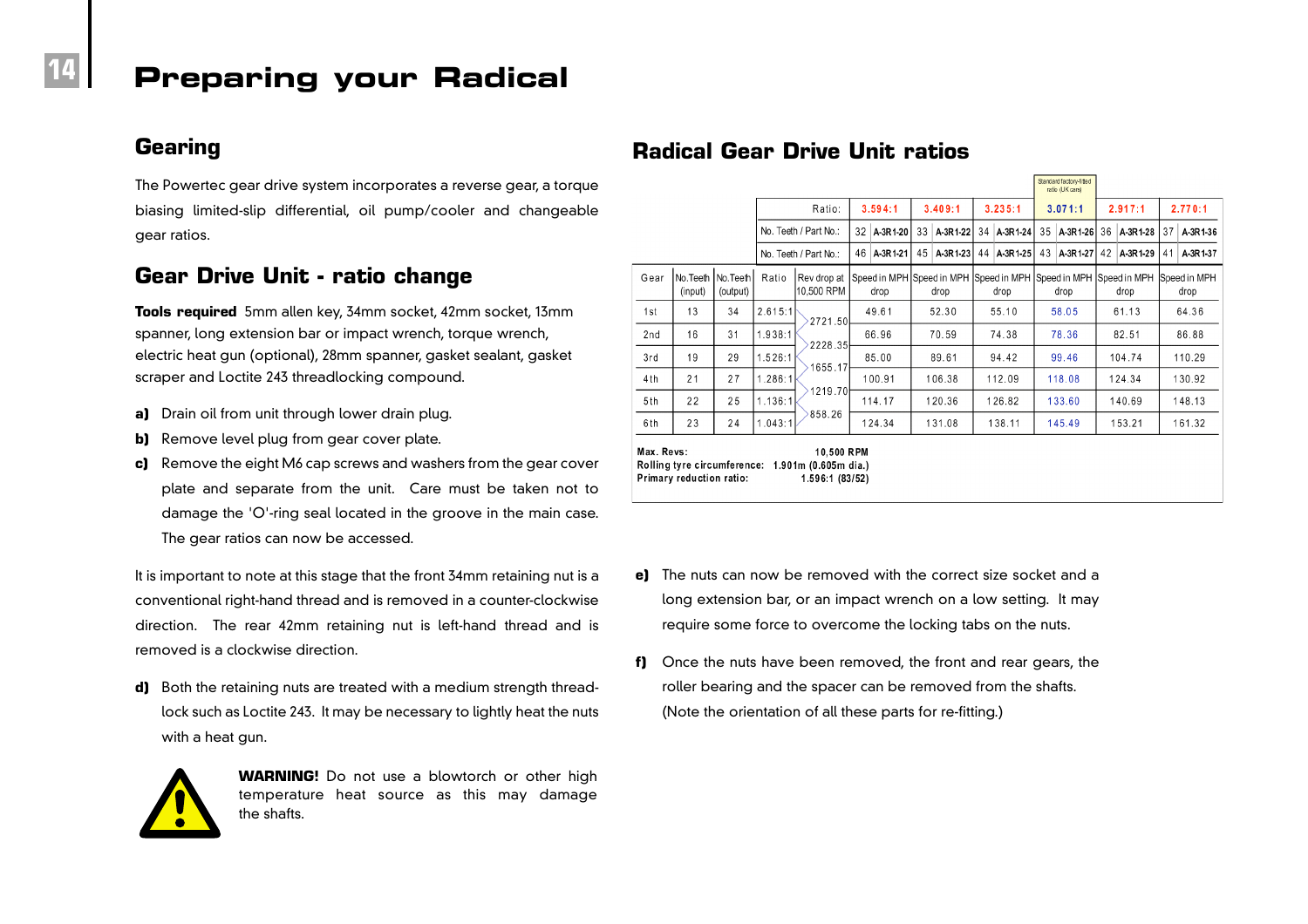# Preparing your Radical

## Gearing

The Powertec gear drive system incorporates a reverse gear, a torque biasing limited-slip differential, oil pump/cooler and changeable gear ratios.

## Gear Drive Unit - ratio change

**Tools required** 5mm allen key, 34mm socket, 42mm socket, 13mm spanner, long extension bar or impact wrench, torque wrench, electric heat gun (optional), 28mm spanner, gasket sealant, gasket scraper and Loctite 243 threadlocking compound.

**a)** Drain oil from unit through lower drain plug.

**b)** Remove level plug from gear cover plate.

**c)** Remove the eight M6 cap screws and washers from the gear cover plate and separate from the unit. Care must be taken not to damage the 'O'-ring seal located in the groove in the main case. The gear ratios can now be accessed.

It is important to note at this stage that the front 34mm retaining nut is a conventional right-hand thread and is removed in a counter-clockwise direction. The rear 42mm retaining nut is left-hand thread and is removed is a clockwise direction.

**d)** Both the retaining nuts are treated with a medium strength thread-lock such as Loctite 243. It may be necessary to lightly heat the nuts with a heat gun.

**WARNING!** Do not use a blowtorch or other high temperature heat source as this may damage the shafts.

## Radical Gear Drive Unit ratios

| | | | | | | | | Standard factory-fitted ratio (UK cars) | | |
|---|---|---|---|---|---|---|---|---|---|---|
| | | | Ratio: | | 3.594:1 | 3.409:1 | 3.235:1 | 3.071:1 | 2.917:1 | 2.770:1 |
| | | | No. Teeth / Part No.: | | 32 A-3R1-20 | 33 A-3R1-22 | 34 A-3R1-24 | 35 A-3R1-26 | 36 A-3R1-28 | 37 A-3R1-36 |
| | | | No. Teeth / Part No.: | | 46 A-3R1-21 | 45 A-3R1-23 | 44 A-3R1-25 | 43 A-3R1-27 | 42 A-3R1-29 | 41 A-3R1-37 |
| Gear | No.Teeth (input) | No.Teeth (output) | Ratio | Rev drop at 10,500 RPM | Speed in MPH drop | Speed in MPH drop | Speed in MPH drop | Speed in MPH drop | Speed in MPH drop | Speed in MPH drop |
| 1st | 13 | 34 | 2.615:1 | | 49.61 | 52.30 | 55.10 | 58.05 | 61.13 | 64.36 |
| | | | | 2721.50 | | | | | | |
| 2nd | 16 | 31 | 1.938:1 | | 66.96 | 70.59 | 74.38 | 78.36 | 82.51 | 86.88 |
| | | | | 2228.35 | | | | | | |
| 3rd | 19 | 29 | 1.526:1 | | 85.00 | 89.61 | 94.42 | 99.46 | 104.74 | 110.29 |
| | | | | 1655.17 | | | | | | |
| 4th | 21 | 27 | 1.286:1 | | 100.91 | 106.38 | 112.09 | 118.08 | 124.34 | 130.92 |
| | | | | 1219.70 | | | | | | |
| 5th | 22 | 25 | 1.136:1 | | 114.17 | 120.36 | 126.82 | 133.60 | 140.69 | 148.13 |
| | | | | 858.26 | | | | | | |
| 6th | 23 | 24 | 1.043:1 | | 124.34 | 131.08 | 138.11 | 145.49 | 153.21 | 161.32 |

Max. Revs: 10,500 RPM
Rolling tyre circumference: 1.901m (0.605m dia.)
Primary reduction ratio: 1.596:1 (83/52)

**e)** The nuts can now be removed with the correct size socket and a long extension bar, or an impact wrench on a low setting. It may require some force to overcome the locking tabs on the nuts.

**f)** Once the nuts have been removed, the front and rear gears, the roller bearing and the spacer can be removed from the shafts. (Note the orientation of all these parts for re-fitting.)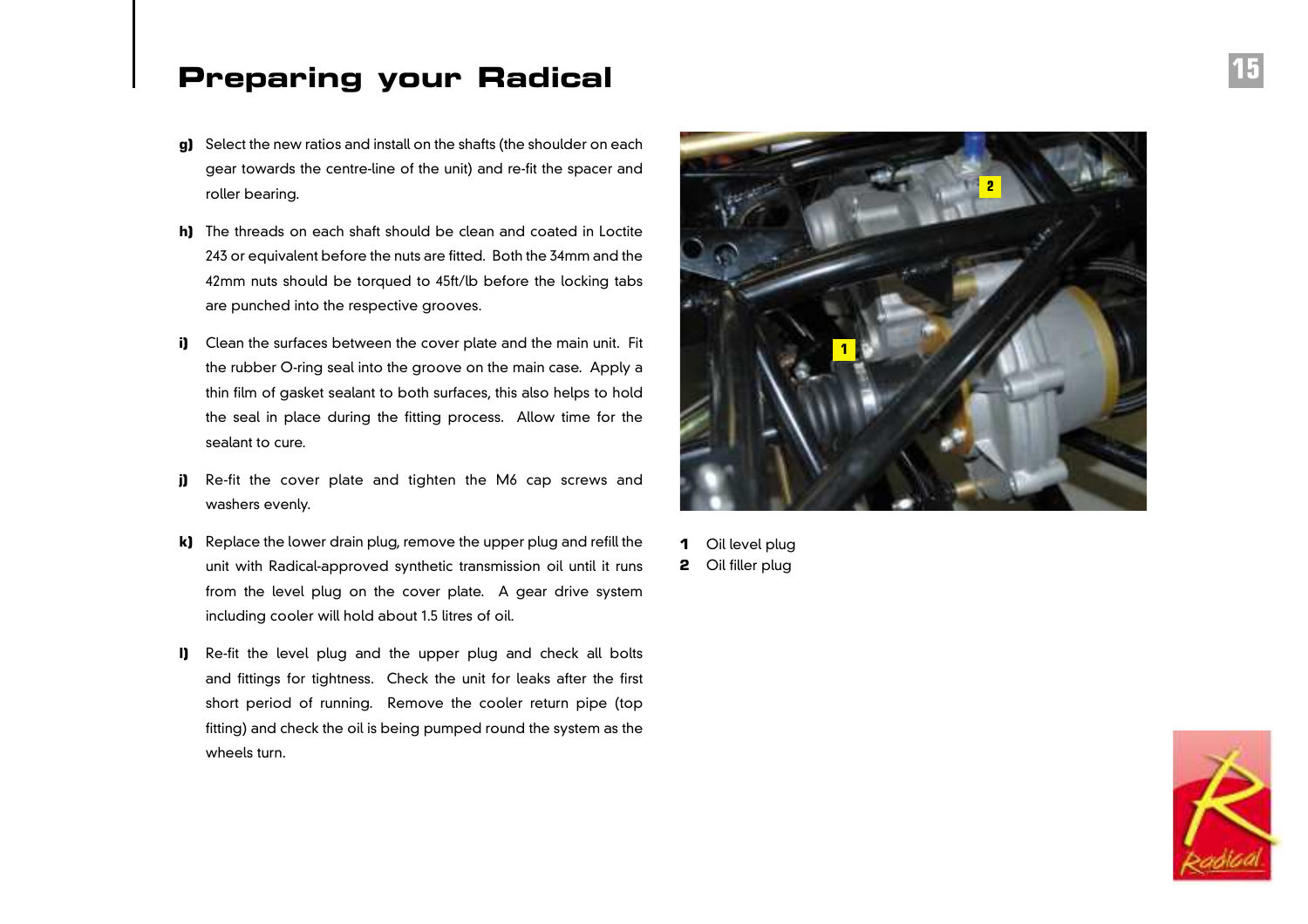# Preparing your Radical

**g)** Select the new ratios and install on the shafts (the shoulder on each gear towards the centre-line of the unit) and re-fit the spacer and roller bearing.

**h)** The threads on each shaft should be clean and coated in Loctite 243 or equivalent before the nuts are fitted. Both the 34mm and the 42mm nuts should be torqued to 45ft/lb before the locking tabs are punched into the respective grooves.

**i)** Clean the surfaces between the cover plate and the main unit. Fit the rubber O-ring seal into the groove on the main case. Apply a thin film of gasket sealant to both surfaces, this also helps to hold the seal in place during the fitting process. Allow time for the sealant to cure.

**j)** Re-fit the cover plate and tighten the M6 cap screws and washers evenly.

**k)** Replace the lower drain plug, remove the upper plug and refill the unit with Radical-approved synthetic transmission oil until it runs from the level plug on the cover plate. A gear drive system including cooler will hold about 1.5 litres of oil.

**l)** Re-fit the level plug and the upper plug and check all bolts and fittings for tightness. Check the unit for leaks after the first short period of running. Remove the cooler return pipe (top fitting) and check the oil is being pumped round the system as the wheels turn.

**1** Oil level plug
**2** Oil filler plug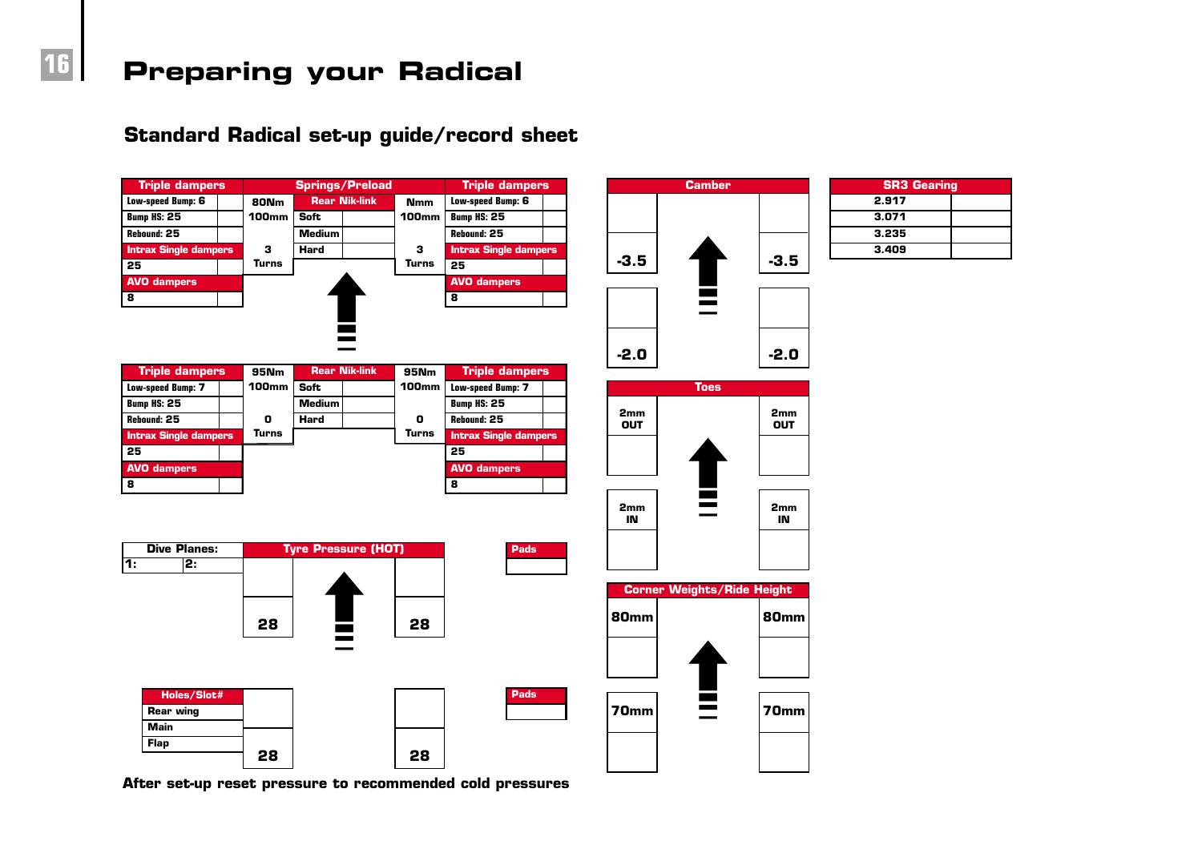# Preparing your Radical

## Standard Radical set-up guide/record sheet

**Front**

| Triple dampers | | Springs/Preload | Rear Nik-link | | Springs/Preload | Triple dampers | |
|---|---|---|---|---|---|---|---|
| Low-speed Bump: 6 | | 80Nm | | | Nmm | Low-speed Bump: 6 | |
| Bump HS: 25 | | 100mm | Soft | | 100mm | Bump HS: 25 | |
| Rebound: 25 | | | Medium | | | Rebound: 25 | |
| Intrax Single dampers | | 3 | Hard | | 3 | Intrax Single dampers | |
| 25 | | Turns | | | Turns | 25 | |
| AVO dampers | | | | | | AVO dampers | |
| 8 | | | | | | 8 | |

**Rear**

| Triple dampers | | Springs/Preload | Rear Nik-link | | Springs/Preload | Triple dampers | |
|---|---|---|---|---|---|---|---|
| Low-speed Bump: 7 | | 95Nm | | | 95Nm | Low-speed Bump: 7 | |
| Bump HS: 25 | | 100mm | Soft | | 100mm | Bump HS: 25 | |
| Rebound: 25 | | | Medium | | | Rebound: 25 | |
| Intrax Single dampers | | 0 | Hard | | 0 | Intrax Single dampers | |
| 25 | | Turns | | | Turns | 25 | |
| AVO dampers | | | | | | AVO dampers | |
| 8 | | | | | | 8 | |

| Camber | Left | Right |
|---|---|---|
| Front | -3.5 | -3.5 |
| Rear | -2.0 | -2.0 |

| SR3 Gearing | |
|---|---|
| 2.917 | |
| 3.071 | |
| 3.235 | |
| 3.409 | |

| Toes | Left | Right |
|---|---|---|
| Front | 2mm OUT | 2mm OUT |
| Rear | 2mm IN | 2mm IN |

| Dive Planes: | |
|---|---|
| 1: | 2: |

| Tyre Pressure (HOT) | Left | Right |
|---|---|---|
| Front | 28 | 28 |
| Rear | 28 | 28 |

| Pads (Front) |
|---|
| |

| Pads (Rear) |
|---|
| |

| Holes/Slot# | |
|---|---|
| Rear wing | |
| Main | |
| Flap | |

| Corner Weights/Ride Height | Left | Right |
|---|---|---|
| Front | 80mm | 80mm |
| Rear | 70mm | 70mm |

**After set-up reset pressure to recommended cold pressures**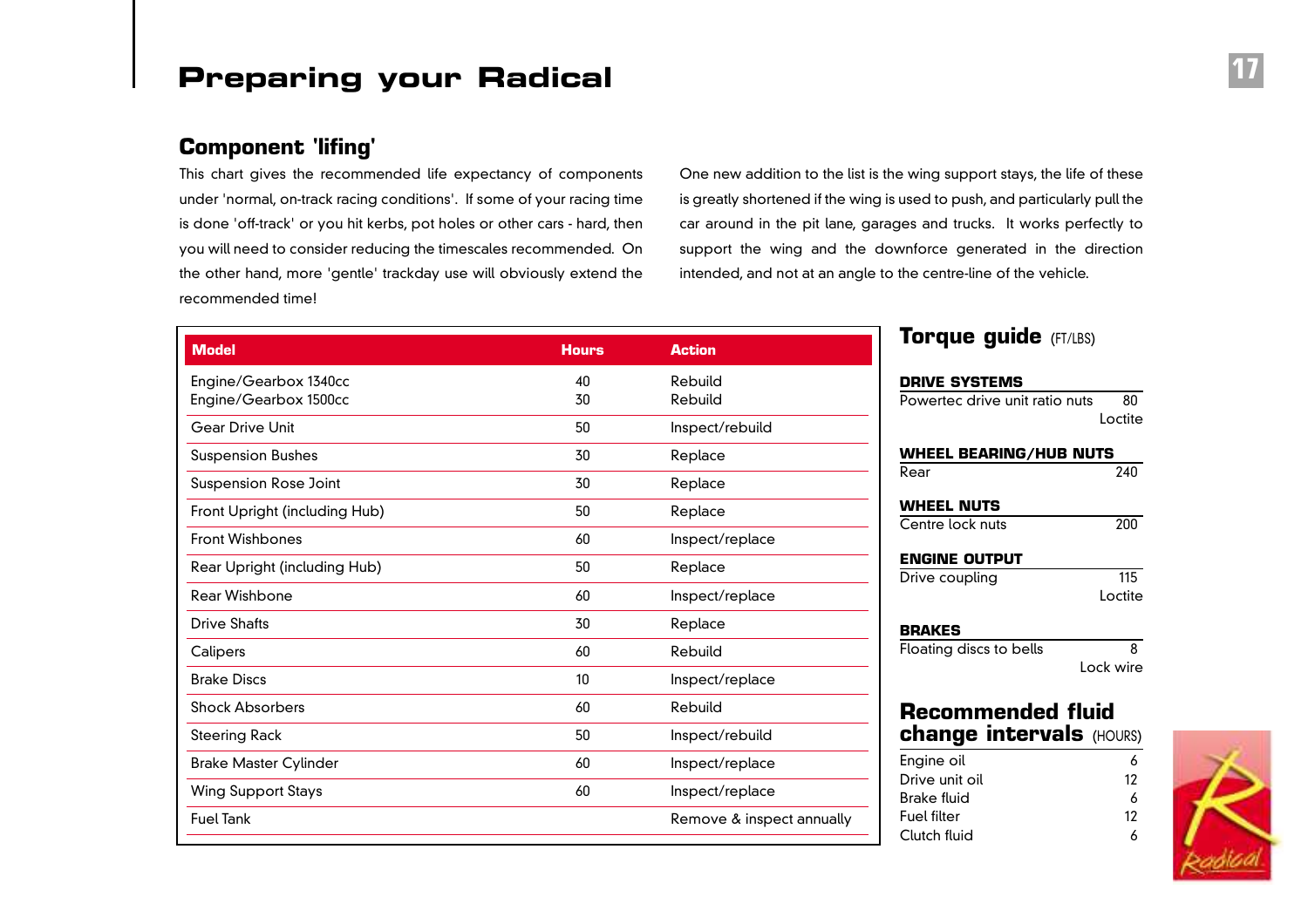# Preparing your Radical

## Component 'lifing'

This chart gives the recommended life expectancy of components under 'normal, on-track racing conditions'. If some of your racing time is done 'off-track' or you hit kerbs, pot holes or other cars - hard, then you will need to consider reducing the timescales recommended. On the other hand, more 'gentle' trackday use will obviously extend the recommended time!

One new addition to the list is the wing support stays, the life of these is greatly shortened if the wing is used to push, and particularly pull the car around in the pit lane, garages and trucks. It works perfectly to support the wing and the downforce generated in the direction intended, and not at an angle to the centre-line of the vehicle.

| Model | Hours | Action |
|---|---|---|
| Engine/Gearbox 1340cc<br>Engine/Gearbox 1500cc | 40<br>30 | Rebuild<br>Rebuild |
| Gear Drive Unit | 50 | Inspect/rebuild |
| Suspension Bushes | 30 | Replace |
| Suspension Rose Joint | 30 | Replace |
| Front Upright (including Hub) | 50 | Replace |
| Front Wishbones | 60 | Inspect/replace |
| Rear Upright (including Hub) | 50 | Replace |
| Rear Wishbone | 60 | Inspect/replace |
| Drive Shafts | 30 | Replace |
| Calipers | 60 | Rebuild |
| Brake Discs | 10 | Inspect/replace |
| Shock Absorbers | 60 | Rebuild |
| Steering Rack | 50 | Inspect/rebuild |
| Brake Master Cylinder | 60 | Inspect/replace |
| Wing Support Stays | 60 | Inspect/replace |
| Fuel Tank | | Remove & inspect annually |

## Torque guide (FT/LBS)

**DRIVE SYSTEMS**

| | |
|---|---|
| Powertec drive unit ratio nuts | 80<br>Loctite |

**WHEEL BEARING/HUB NUTS**

| | |
|---|---|
| Rear | 240 |

**WHEEL NUTS**

| | |
|---|---|
| Centre lock nuts | 200 |

**ENGINE OUTPUT**

| | |
|---|---|
| Drive coupling | 115<br>Loctite |

**BRAKES**

| | |
|---|---|
| Floating discs to bells | 8<br>Lock wire |

## Recommended fluid change intervals (HOURS)

| | |
|---|---|
| Engine oil | 6 |
| Drive unit oil | 12 |
| Brake fluid | 6 |
| Fuel filter | 12 |
| Clutch fluid | 6 |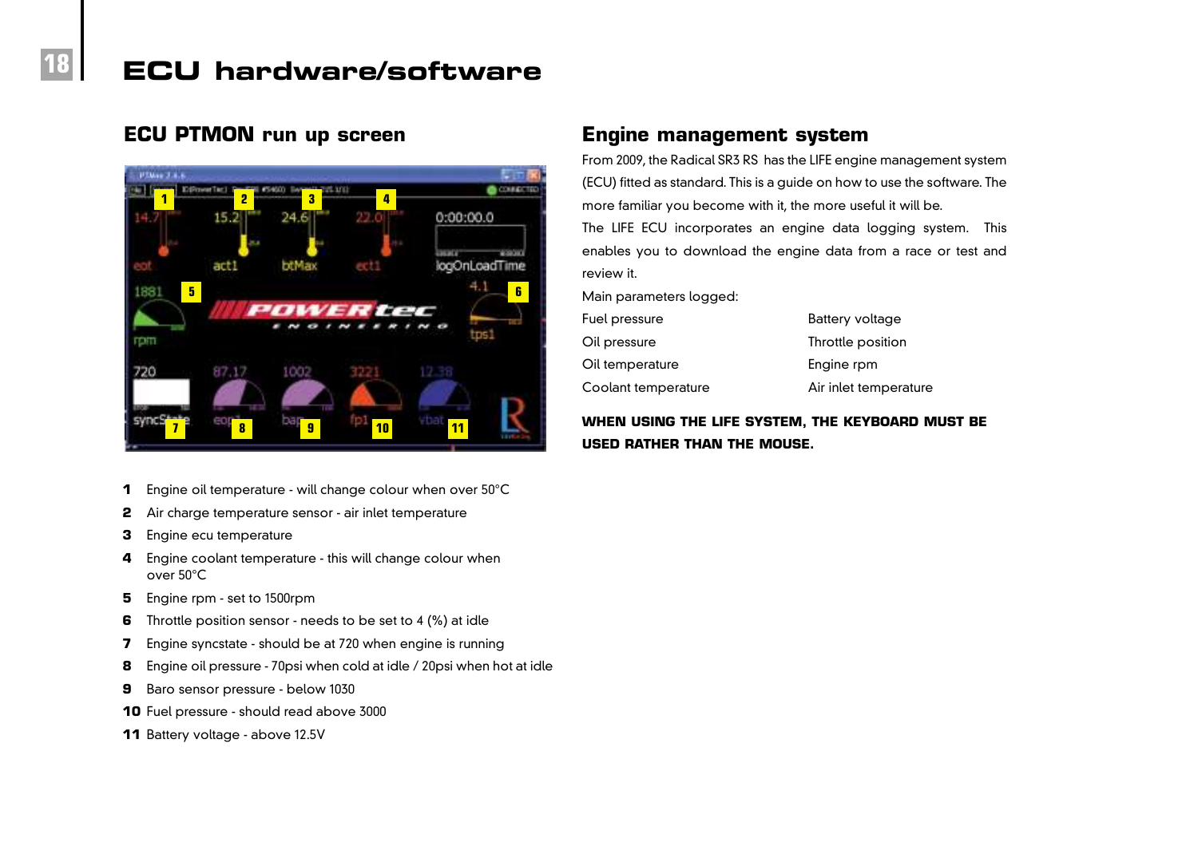# ECU hardware/software

## ECU PTMON run up screen

1. Engine oil temperature - will change colour when over 50°C
2. Air charge temperature sensor - air inlet temperature
3. Engine ecu temperature
4. Engine coolant temperature - this will change colour when over 50°C
5. Engine rpm - set to 1500rpm
6. Throttle position sensor - needs to be set to 4 (%) at idle
7. Engine syncstate - should be at 720 when engine is running
8. Engine oil pressure - 70psi when cold at idle / 20psi when hot at idle
9. Baro sensor pressure - below 1030
10. Fuel pressure - should read above 3000
11. Battery voltage - above 12.5V

## Engine management system

From 2009, the Radical SR3 RS has the LIFE engine management system (ECU) fitted as standard. This is a guide on how to use the software. The more familiar you become with it, the more useful it will be.

The LIFE ECU incorporates an engine data logging system. This enables you to download the engine data from a race or test and review it.

Main parameters logged:

| | |
|---|---|
| Fuel pressure | Battery voltage |
| Oil pressure | Throttle position |
| Oil temperature | Engine rpm |
| Coolant temperature | Air inlet temperature |

**WHEN USING THE LIFE SYSTEM, THE KEYBOARD MUST BE USED RATHER THAN THE MOUSE.**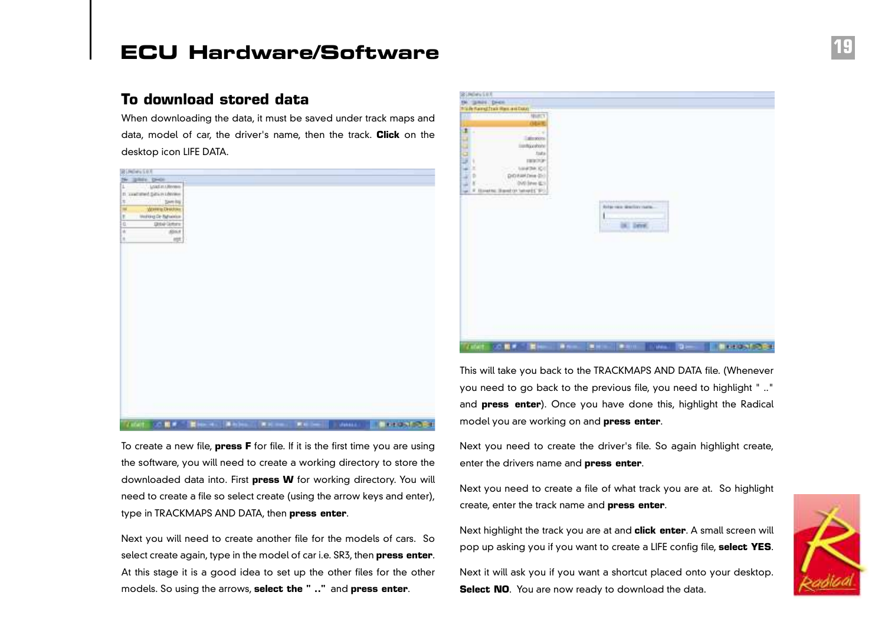# ECU Hardware/Software

## To download stored data

When downloading the data, it must be saved under track maps and data, model of car, the driver's name, then the track. **Click** on the desktop icon LIFE DATA.

To create a new file, **press F** for file. If it is the first time you are using the software, you will need to create a working directory to store the downloaded data into. First **press W** for working directory. You will need to create a file so select create (using the arrow keys and enter), type in TRACKMAPS AND DATA, then **press enter**.

Next you will need to create another file for the models of cars. So select create again, type in the model of car i.e. SR3, then **press enter**. At this stage it is a good idea to set up the other files for the other models. So using the arrows, **select the " .."** and **press enter**.

This will take you back to the TRACKMAPS AND DATA file. (Whenever you need to go back to the previous file, you need to highlight " .." and **press enter**). Once you have done this, highlight the Radical model you are working on and **press enter**.

Next you need to create the driver's file. So again highlight create, enter the drivers name and **press enter**.

Next you need to create a file of what track you are at. So highlight create, enter the track name and **press enter**.

Next highlight the track you are at and **click enter**. A small screen will pop up asking you if you want to create a LIFE config file, **select YES**.

Next it will ask you if you want a shortcut placed onto your desktop. **Select NO**. You are now ready to download the data.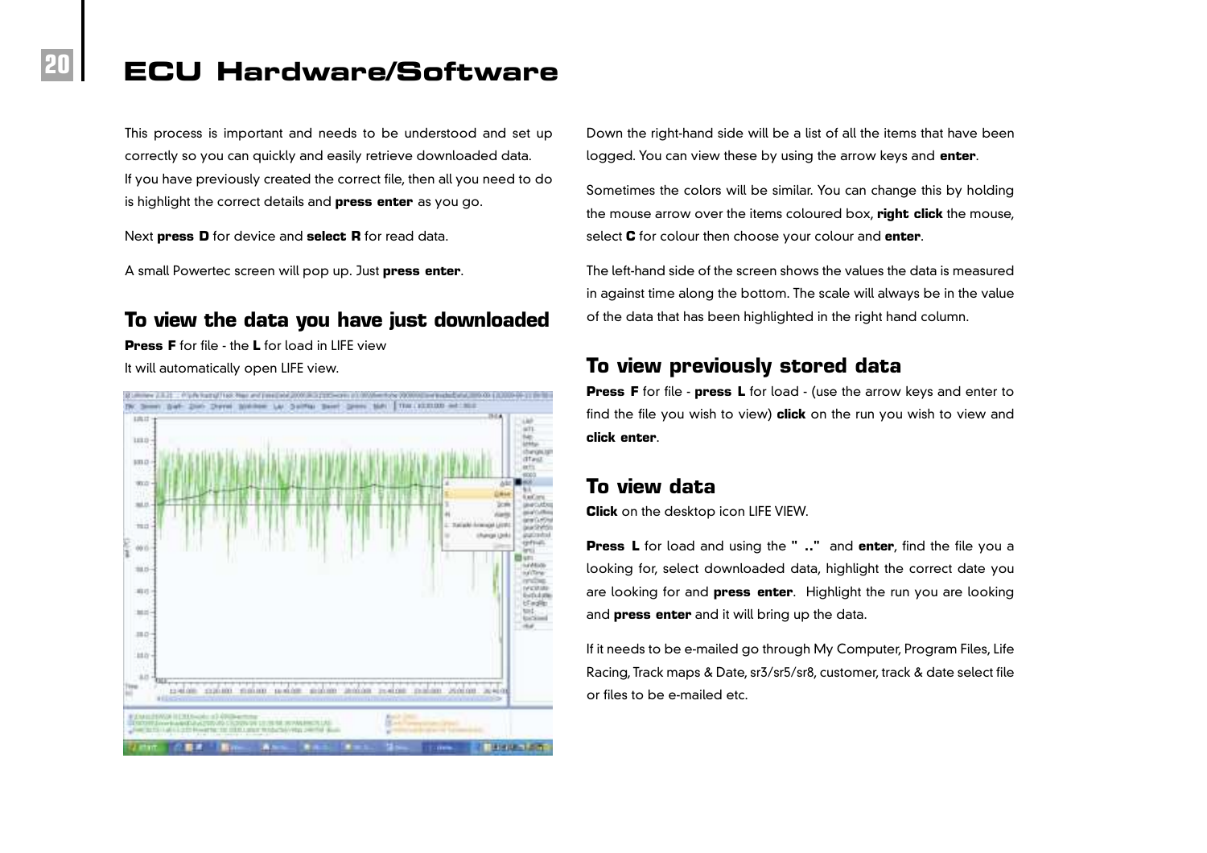# ECU Hardware/Software

This process is important and needs to be understood and set up correctly so you can quickly and easily retrieve downloaded data. If you have previously created the correct file, then all you need to do is highlight the correct details and **press enter** as you go.

Next **press D** for device and **select R** for read data.

A small Powertec screen will pop up. Just **press enter**.

## To view the data you have just downloaded

**Press F** for file - the **L** for load in LIFE view
It will automatically open LIFE view.

Down the right-hand side will be a list of all the items that have been logged. You can view these by using the arrow keys and **enter**.

Sometimes the colors will be similar. You can change this by holding the mouse arrow over the items coloured box, **right click** the mouse, select **C** for colour then choose your colour and **enter**.

The left-hand side of the screen shows the values the data is measured in against time along the bottom. The scale will always be in the value of the data that has been highlighted in the right hand column.

## To view previously stored data

**Press F** for file - **press L** for load - (use the arrow keys and enter to find the file you wish to view) **click** on the run you wish to view and **click enter**.

## To view data

**Click** on the desktop icon LIFE VIEW.

**Press L** for load and using the **" .."** and **enter**, find the file you a looking for, select downloaded data, highlight the correct date you are looking for and **press enter**. Highlight the run you are looking and **press enter** and it will bring up the data.

If it needs to be e-mailed go through My Computer, Program Files, Life Racing, Track maps & Date, sr3/sr5/sr8, customer, track & date select file or files to be e-mailed etc.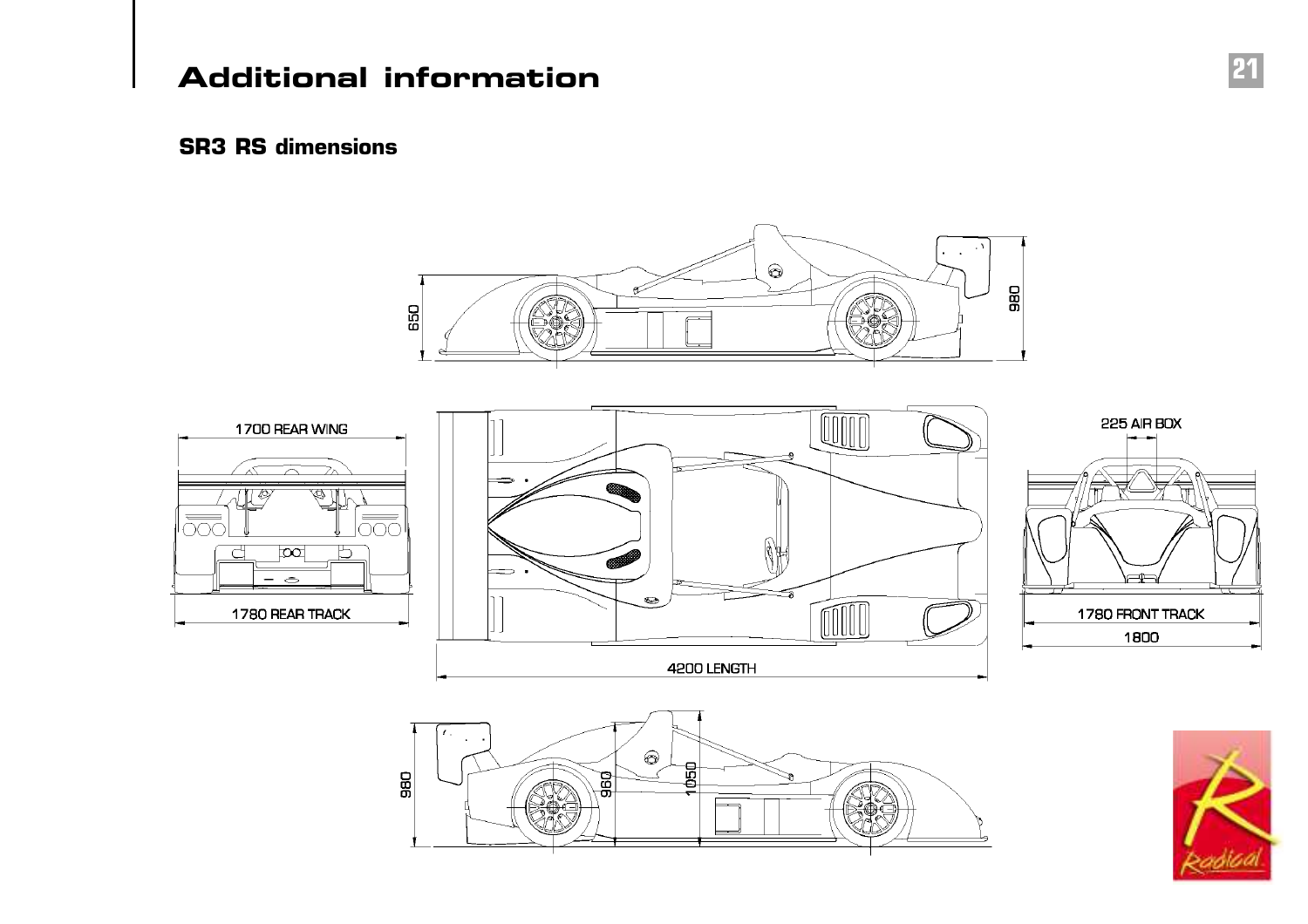# Additional information

## SR3 RS dimensions

650

980

1700 REAR WING

1780 REAR TRACK

4200 LENGTH

225 AIR BOX

1780 FRONT TRACK

1800

980

960

1050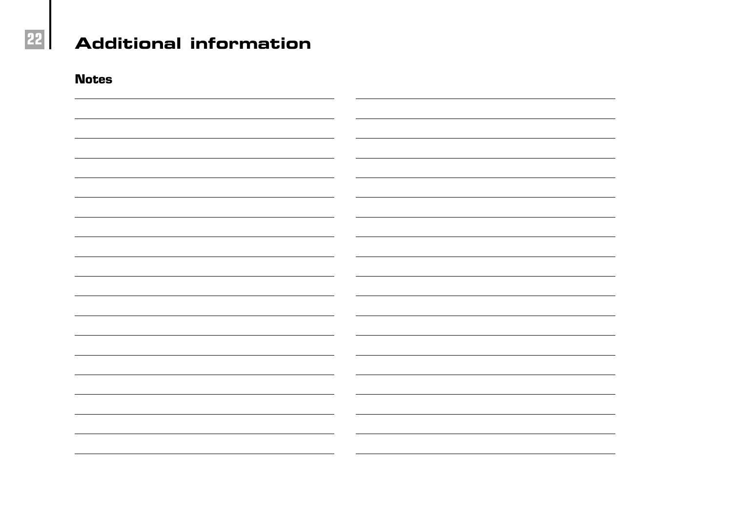# Additional information

## Notes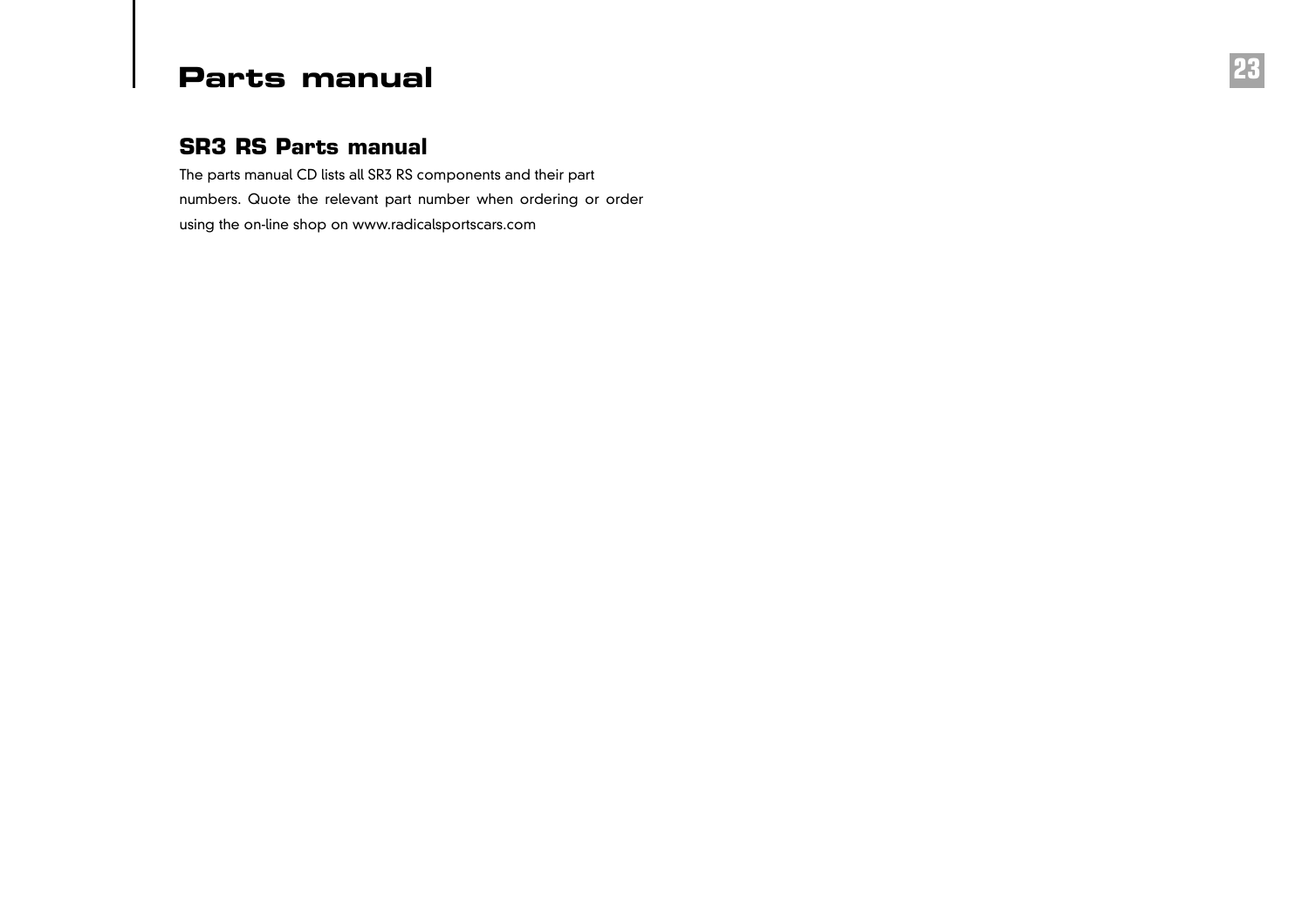# Parts manual

## SR3 RS Parts manual

The parts manual CD lists all SR3 RS components and their part numbers. Quote the relevant part number when ordering or order using the on-line shop on www.radicalsportscars.com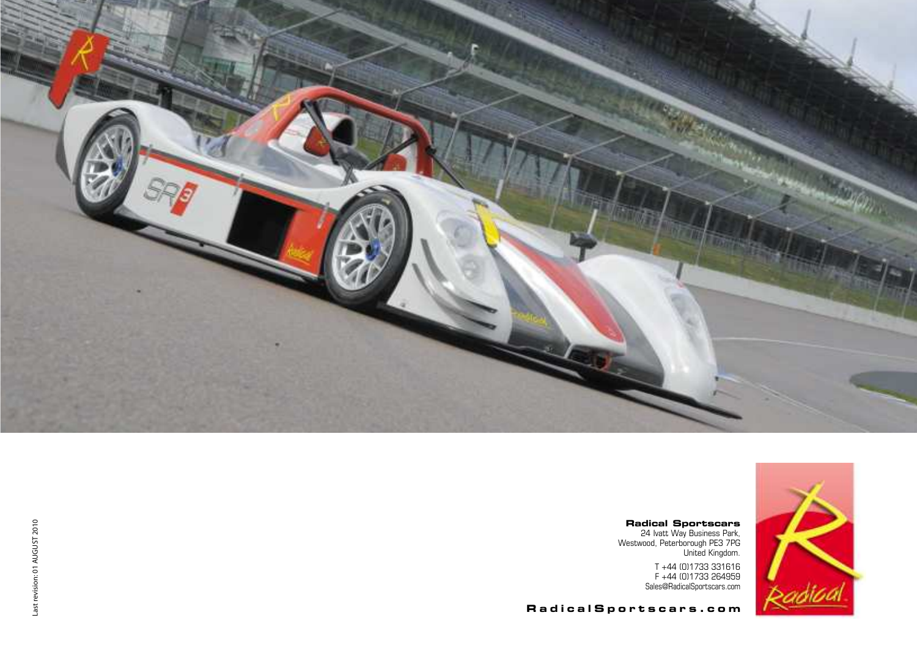**Radical Sportscars**
24 Ivatt Way Business Park,
Westwood, Peterborough PE3 7PG
United Kingdom.

T +44 (0)1733 331616
F +44 (0)1733 264959
Sales@RadicalSportscars.com

**RadicalSportscars.com**

Last revision: 01 AUGUST 2010